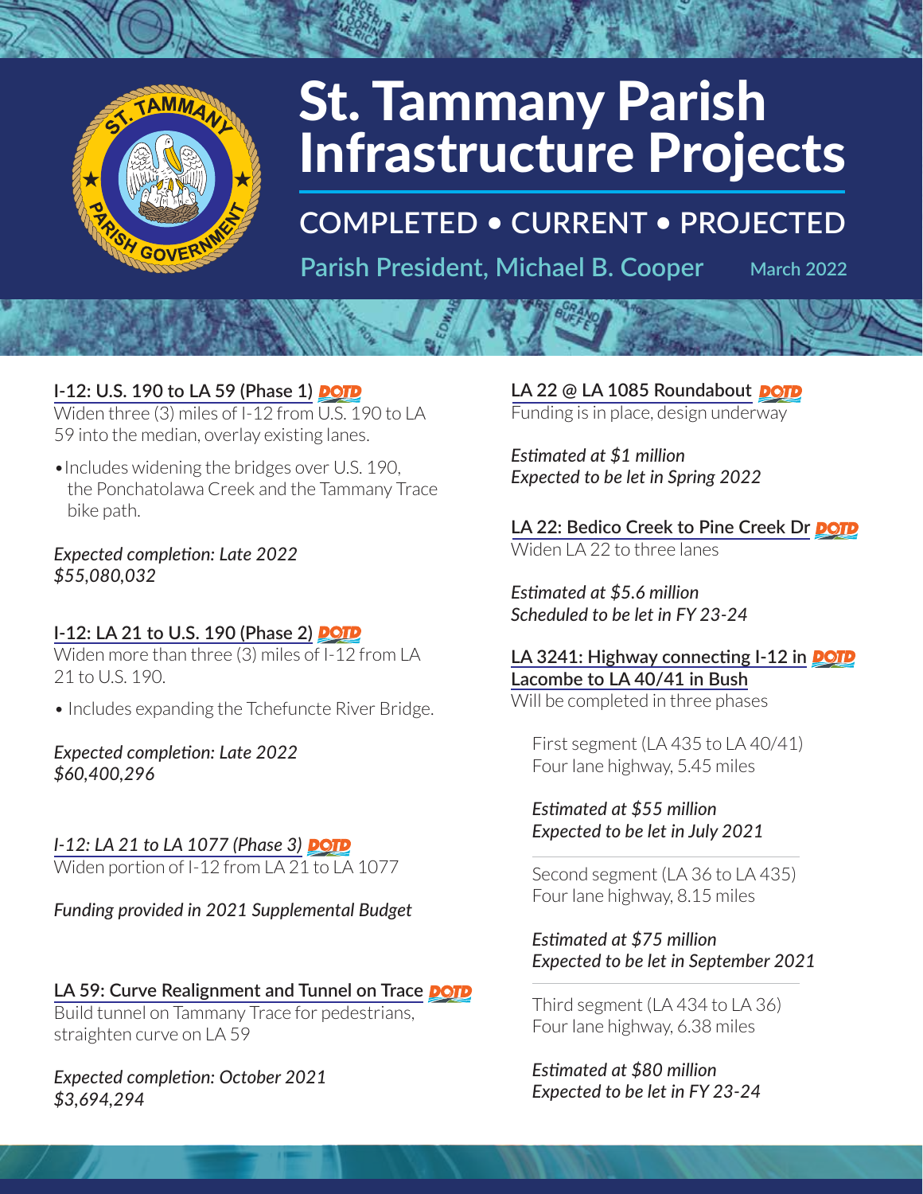# St. Tammany Parish Infrastructure Projects

## COMPLETED • CURRENT • PROJECTED

**Parish President, Michael B. Cooper** — March 2022

### I-12: U.S. 190 to LA 59 (Phase 1) DOTD

Widen three (3) miles of I-12 from U.S. 190 to LA 59 into the median, overlay existing lanes.

- Includes widening the bridges over U.S. 190, the Ponchatolawa Creek and the Tammany Trace bike path.

*Expected completion: Late 2022*
*$55,080,032*

### I-12: LA 21 to U.S. 190 (Phase 2) DOTD

Widen more than three (3) miles of I-12 from LA 21 to U.S. 190.

- Includes expanding the Tchefuncte River Bridge.

*Expected completion: Late 2022*
*$60,400,296*

### *I-12: LA 21 to LA 1077 (Phase 3)* DOTD

Widen portion of I-12 from LA 21 to LA 1077

*Funding provided in 2021 Supplemental Budget*

### LA 59: Curve Realignment and Tunnel on Trace DOTD

Build tunnel on Tammany Trace for pedestrians, straighten curve on LA 59

*Expected completion: October 2021*
*$3,694,294*

### LA 22 @ LA 1085 Roundabout DOTD

Funding is in place, design underway

*Estimated at $1 million*
*Expected to be let in Spring 2022*

### LA 22: Bedico Creek to Pine Creek Dr DOTD

Widen LA 22 to three lanes

*Estimated at $5.6 million*
*Scheduled to be let in FY 23-24*

### LA 3241: Highway connecting I-12 in Lacombe to LA 40/41 in Bush DOTD

Will be completed in three phases

First segment (LA 435 to LA 40/41)
Four lane highway, 5.45 miles

*Estimated at $55 million*
*Expected to be let in July 2021*

Second segment (LA 36 to LA 435)
Four lane highway, 8.15 miles

*Estimated at $75 million*
*Expected to be let in September 2021*

Third segment (LA 434 to LA 36)
Four lane highway, 6.38 miles

*Estimated at $80 million*
*Expected to be let in FY 23-24*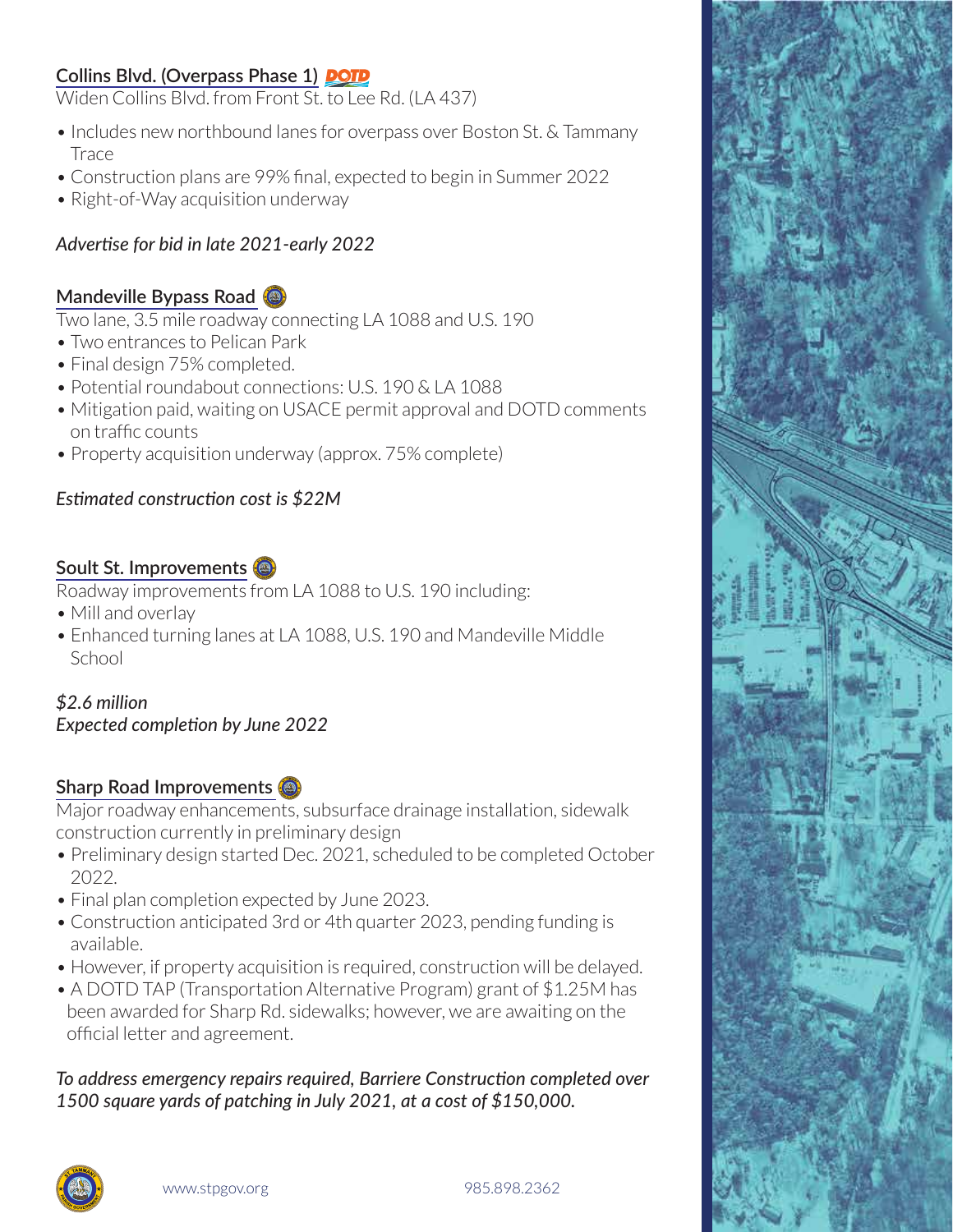### Collins Blvd. (Overpass Phase 1) DOTD

Widen Collins Blvd. from Front St. to Lee Rd. (LA 437)

- Includes new northbound lanes for overpass over Boston St. & Tammany Trace
- Construction plans are 99% final, expected to begin in Summer 2022
- Right-of-Way acquisition underway

*Advertise for bid in late 2021-early 2022*

### Mandeville Bypass Road

Two lane, 3.5 mile roadway connecting LA 1088 and U.S. 190

- Two entrances to Pelican Park
- Final design 75% completed.
- Potential roundabout connections: U.S. 190 & LA 1088
- Mitigation paid, waiting on USACE permit approval and DOTD comments on traffic counts
- Property acquisition underway (approx. 75% complete)

*Estimated construction cost is $22M*

### Soult St. Improvements

Roadway improvements from LA 1088 to U.S. 190 including:

- Mill and overlay
- Enhanced turning lanes at LA 1088, U.S. 190 and Mandeville Middle School

*$2.6 million*
*Expected completion by June 2022*

### Sharp Road Improvements

Major roadway enhancements, subsurface drainage installation, sidewalk construction currently in preliminary design

- Preliminary design started Dec. 2021, scheduled to be completed October 2022.
- Final plan completion expected by June 2023.
- Construction anticipated 3rd or 4th quarter 2023, pending funding is available.
- However, if property acquisition is required, construction will be delayed.
- A DOTD TAP (Transportation Alternative Program) grant of $1.25M has been awarded for Sharp Rd. sidewalks; however, we are awaiting on the official letter and agreement.

***To address emergency repairs required, Barriere Construction completed over 1500 square yards of patching in July 2021, at a cost of $150,000.***

www.stpgov.org 985.898.2362